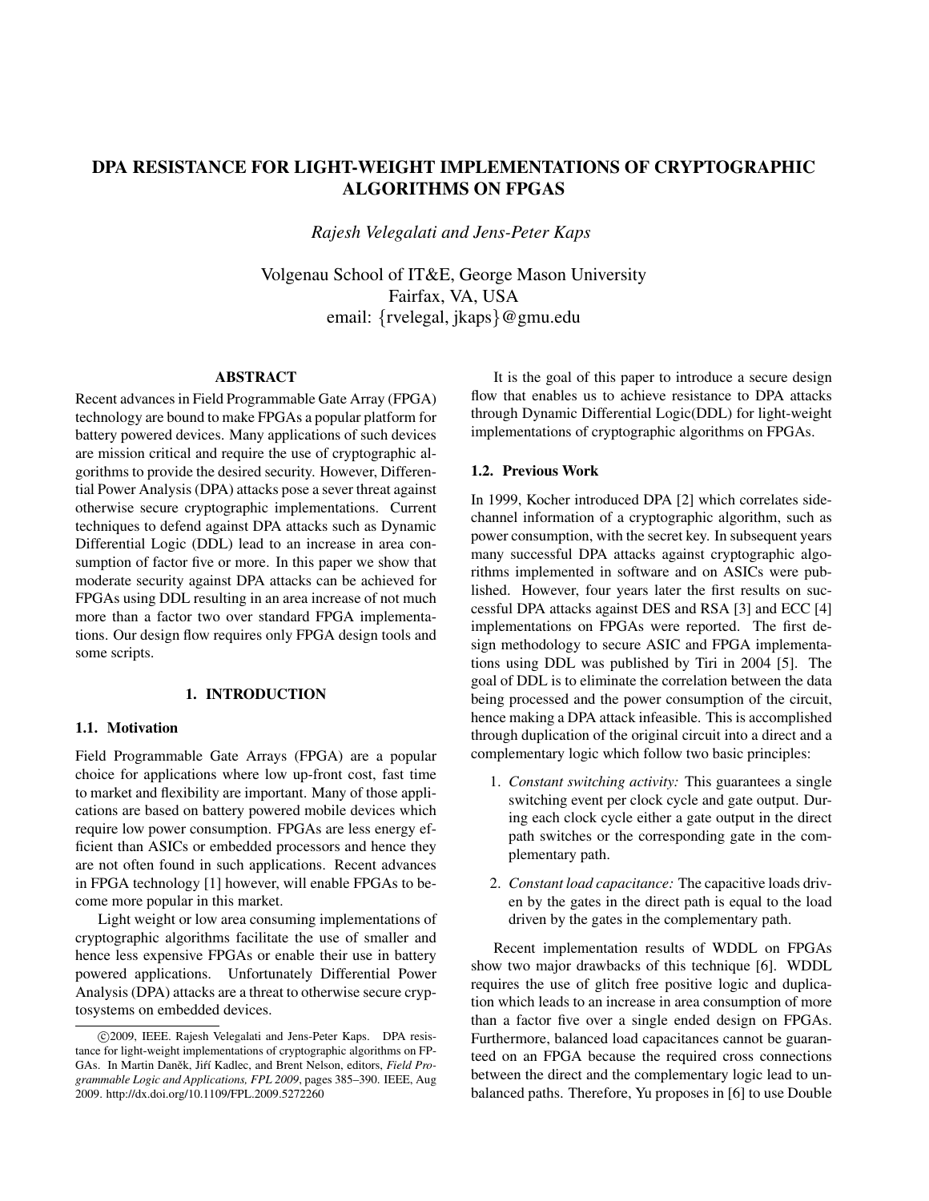# DPA RESISTANCE FOR LIGHT-WEIGHT IMPLEMENTATIONS OF CRYPTOGRAPHIC ALGORITHMS ON FPGAS

*Rajesh Velegalati and Jens-Peter Kaps*

Volgenau School of IT&E, George Mason University
Fairfax, VA, USA
email: {rvelegal, jkaps}@gmu.edu

## ABSTRACT

Recent advances in Field Programmable Gate Array (FPGA) technology are bound to make FPGAs a popular platform for battery powered devices. Many applications of such devices are mission critical and require the use of cryptographic algorithms to provide the desired security. However, Differential Power Analysis (DPA) attacks pose a sever threat against otherwise secure cryptographic implementations. Current techniques to defend against DPA attacks such as Dynamic Differential Logic (DDL) lead to an increase in area consumption of factor five or more. In this paper we show that moderate security against DPA attacks can be achieved for FPGAs using DDL resulting in an area increase of not much more than a factor two over standard FPGA implementations. Our design flow requires only FPGA design tools and some scripts.

## 1. INTRODUCTION

### 1.1. Motivation

Field Programmable Gate Arrays (FPGA) are a popular choice for applications where low up-front cost, fast time to market and flexibility are important. Many of those applications are based on battery powered mobile devices which require low power consumption. FPGAs are less energy efficient than ASICs or embedded processors and hence they are not often found in such applications. Recent advances in FPGA technology [1] however, will enable FPGAs to become more popular in this market.

Light weight or low area consuming implementations of cryptographic algorithms facilitate the use of smaller and hence less expensive FPGAs or enable their use in battery powered applications. Unfortunately Differential Power Analysis (DPA) attacks are a threat to otherwise secure cryptosystems on embedded devices.

©2009, IEEE. Rajesh Velegalati and Jens-Peter Kaps. DPA resistance for light-weight implementations of cryptographic algorithms on FPGAs. In Martin Daněk, Jiří Kadlec, and Brent Nelson, editors, *Field Programmable Logic and Applications, FPL 2009*, pages 385–390. IEEE, Aug 2009. http://dx.doi.org/10.1109/FPL.2009.5272260

It is the goal of this paper to introduce a secure design flow that enables us to achieve resistance to DPA attacks through Dynamic Differential Logic(DDL) for light-weight implementations of cryptographic algorithms on FPGAs.

### 1.2. Previous Work

In 1999, Kocher introduced DPA [2] which correlates side-channel information of a cryptographic algorithm, such as power consumption, with the secret key. In subsequent years many successful DPA attacks against cryptographic algorithms implemented in software and on ASICs were published. However, four years later the first results on successful DPA attacks against DES and RSA [3] and ECC [4] implementations on FPGAs were reported. The first design methodology to secure ASIC and FPGA implementations using DDL was published by Tiri in 2004 [5]. The goal of DDL is to eliminate the correlation between the data being processed and the power consumption of the circuit, hence making a DPA attack infeasible. This is accomplished through duplication of the original circuit into a direct and a complementary logic which follow two basic principles:

1. *Constant switching activity:* This guarantees a single switching event per clock cycle and gate output. During each clock cycle either a gate output in the direct path switches or the corresponding gate in the complementary path.
2. *Constant load capacitance:* The capacitive loads driven by the gates in the direct path is equal to the load driven by the gates in the complementary path.

Recent implementation results of WDDL on FPGAs show two major drawbacks of this technique [6]. WDDL requires the use of glitch free positive logic and duplication which leads to an increase in area consumption of more than a factor five over a single ended design on FPGAs. Furthermore, balanced load capacitances cannot be guaranteed on an FPGA because the required cross connections between the direct and the complementary logic lead to unbalanced paths. Therefore, Yu proposes in [6] to use Double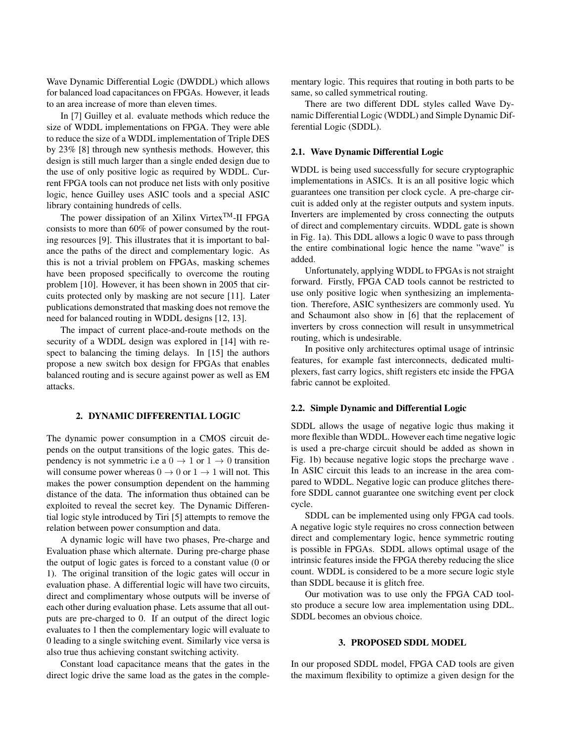Wave Dynamic Differential Logic (DWDDL) which allows for balanced load capacitances on FPGAs. However, it leads to an area increase of more than eleven times.

In [7] Guilley et al. evaluate methods which reduce the size of WDDL implementations on FPGA. They were able to reduce the size of a WDDL implementation of Triple DES by 23% [8] through new synthesis methods. However, this design is still much larger than a single ended design due to the use of only positive logic as required by WDDL. Current FPGA tools can not produce net lists with only positive logic, hence Guilley uses ASIC tools and a special ASIC library containing hundreds of cells.

The power dissipation of an Xilinx Virtex$^{\text{TM}}$-II FPGA consists to more than 60% of power consumed by the routing resources [9]. This illustrates that it is important to balance the paths of the direct and complementary logic. As this is not a trivial problem on FPGAs, masking schemes have been proposed specifically to overcome the routing problem [10]. However, it has been shown in 2005 that circuits protected only by masking are not secure [11]. Later publications demonstrated that masking does not remove the need for balanced routing in WDDL designs [12, 13].

The impact of current place-and-route methods on the security of a WDDL design was explored in [14] with respect to balancing the timing delays. In [15] the authors propose a new switch box design for FPGAs that enables balanced routing and is secure against power as well as EM attacks.

## 2. DYNAMIC DIFFERENTIAL LOGIC

The dynamic power consumption in a CMOS circuit depends on the output transitions of the logic gates. This dependency is not symmetric i.e a $0 \rightarrow 1$ or $1 \rightarrow 0$ transition will consume power whereas $0 \rightarrow 0$ or $1 \rightarrow 1$ will not. This makes the power consumption dependent on the hamming distance of the data. The information thus obtained can be exploited to reveal the secret key. The Dynamic Differential logic style introduced by Tiri [5] attempts to remove the relation between power consumption and data.

A dynamic logic will have two phases, Pre-charge and Evaluation phase which alternate. During pre-charge phase the output of logic gates is forced to a constant value (0 or 1). The original transition of the logic gates will occur in evaluation phase. A differential logic will have two circuits, direct and complimentary whose outputs will be inverse of each other during evaluation phase. Lets assume that all outputs are pre-charged to 0. If an output of the direct logic evaluates to 1 then the complementary logic will evaluate to 0 leading to a single switching event. Similarly vice versa is also true thus achieving constant switching activity.

Constant load capacitance means that the gates in the direct logic drive the same load as the gates in the complementary logic. This requires that routing in both parts to be same, so called symmetrical routing.

There are two different DDL styles called Wave Dynamic Differential Logic (WDDL) and Simple Dynamic Differential Logic (SDDL).

### 2.1. Wave Dynamic Differential Logic

WDDL is being used successfully for secure cryptographic implementations in ASICs. It is an all positive logic which guarantees one transition per clock cycle. A pre-charge circuit is added only at the register outputs and system inputs. Inverters are implemented by cross connecting the outputs of direct and complementary circuits. WDDL gate is shown in Fig. 1a). This DDL allows a logic 0 wave to pass through the entire combinational logic hence the name "wave" is added.

Unfortunately, applying WDDL to FPGAs is not straight forward. Firstly, FPGA CAD tools cannot be restricted to use only positive logic when synthesizing an implementation. Therefore, ASIC synthesizers are commonly used. Yu and Schaumont also show in [6] that the replacement of inverters by cross connection will result in unsymmetrical routing, which is undesirable.

In positive only architectures optimal usage of intrinsic features, for example fast interconnects, dedicated multiplexers, fast carry logics, shift registers etc inside the FPGA fabric cannot be exploited.

### 2.2. Simple Dynamic and Differential Logic

SDDL allows the usage of negative logic thus making it more flexible than WDDL. However each time negative logic is used a pre-charge circuit should be added as shown in Fig. 1b) because negative logic stops the precharge wave . In ASIC circuit this leads to an increase in the area compared to WDDL. Negative logic can produce glitches therefore SDDL cannot guarantee one switching event per clock cycle.

SDDL can be implemented using only FPGA cad tools. A negative logic style requires no cross connection between direct and complementary logic, hence symmetric routing is possible in FPGAs. SDDL allows optimal usage of the intrinsic features inside the FPGA thereby reducing the slice count. WDDL is considered to be a more secure logic style than SDDL because it is glitch free.

Our motivation was to use only the FPGA CAD toolsto produce a secure low area implementation using DDL. SDDL becomes an obvious choice.

## 3. PROPOSED SDDL MODEL

In our proposed SDDL model, FPGA CAD tools are given the maximum flexibility to optimize a given design for the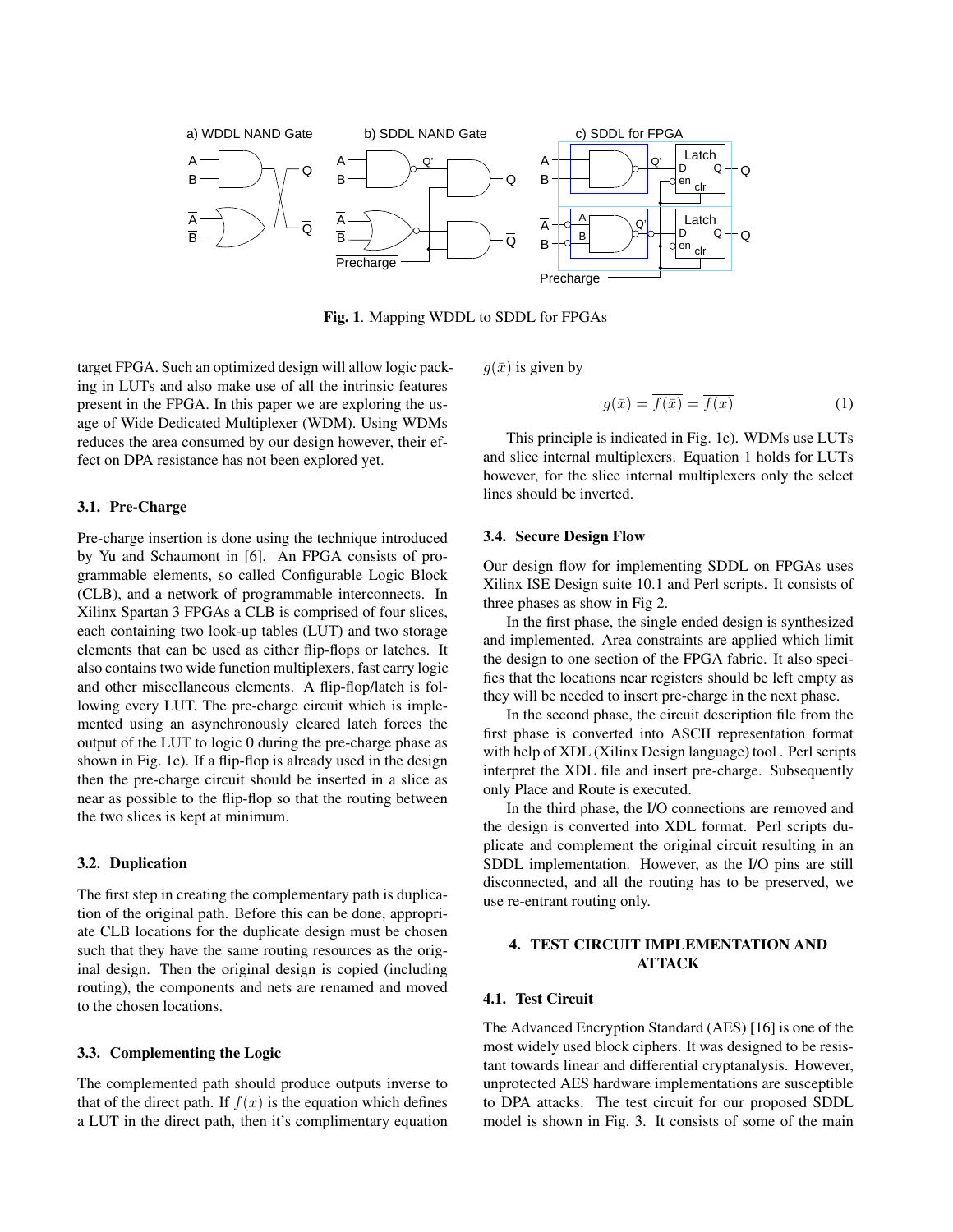**Fig. 1**. Mapping WDDL to SDDL for FPGAs

target FPGA. Such an optimized design will allow logic packing in LUTs and also make use of all the intrinsic features present in the FPGA. In this paper we are exploring the usage of Wide Dedicated Multiplexer (WDM). Using WDMs reduces the area consumed by our design however, their effect on DPA resistance has not been explored yet.

### 3.1. Pre-Charge

Pre-charge insertion is done using the technique introduced by Yu and Schaumont in [6]. An FPGA consists of programmable elements, so called Configurable Logic Block (CLB), and a network of programmable interconnects. In Xilinx Spartan 3 FPGAs a CLB is comprised of four slices, each containing two look-up tables (LUT) and two storage elements that can be used as either flip-flops or latches. It also contains two wide function multiplexers, fast carry logic and other miscellaneous elements. A flip-flop/latch is following every LUT. The pre-charge circuit which is implemented using an asynchronously cleared latch forces the output of the LUT to logic 0 during the pre-charge phase as shown in Fig. 1c). If a flip-flop is already used in the design then the pre-charge circuit should be inserted in a slice as near as possible to the flip-flop so that the routing between the two slices is kept at minimum.

### 3.2. Duplication

The first step in creating the complementary path is duplication of the original path. Before this can be done, appropriate CLB locations for the duplicate design must be chosen such that they have the same routing resources as the original design. Then the original design is copied (including routing), the components and nets are renamed and moved to the chosen locations.

### 3.3. Complementing the Logic

The complemented path should produce outputs inverse to that of the direct path. If $f(x)$ is the equation which defines a LUT in the direct path, then it's complimentary equation $g(\bar{x})$ is given by

$$g(\bar{x}) = \overline{f(\overline{\bar{x}})} = \overline{f(x)} \quad (1)$$

This principle is indicated in Fig. 1c). WDMs use LUTs and slice internal multiplexers. Equation 1 holds for LUTs however, for the slice internal multiplexers only the select lines should be inverted.

### 3.4. Secure Design Flow

Our design flow for implementing SDDL on FPGAs uses Xilinx ISE Design suite 10.1 and Perl scripts. It consists of three phases as show in Fig 2.

In the first phase, the single ended design is synthesized and implemented. Area constraints are applied which limit the design to one section of the FPGA fabric. It also specifies that the locations near registers should be left empty as they will be needed to insert pre-charge in the next phase.

In the second phase, the circuit description file from the first phase is converted into ASCII representation format with help of XDL (Xilinx Design language) tool . Perl scripts interpret the XDL file and insert pre-charge. Subsequently only Place and Route is executed.

In the third phase, the I/O connections are removed and the design is converted into XDL format. Perl scripts duplicate and complement the original circuit resulting in an SDDL implementation. However, as the I/O pins are still disconnected, and all the routing has to be preserved, we use re-entrant routing only.

## 4. TEST CIRCUIT IMPLEMENTATION AND ATTACK

### 4.1. Test Circuit

The Advanced Encryption Standard (AES) [16] is one of the most widely used block ciphers. It was designed to be resistant towards linear and differential cryptanalysis. However, unprotected AES hardware implementations are susceptible to DPA attacks. The test circuit for our proposed SDDL model is shown in Fig. 3. It consists of some of the main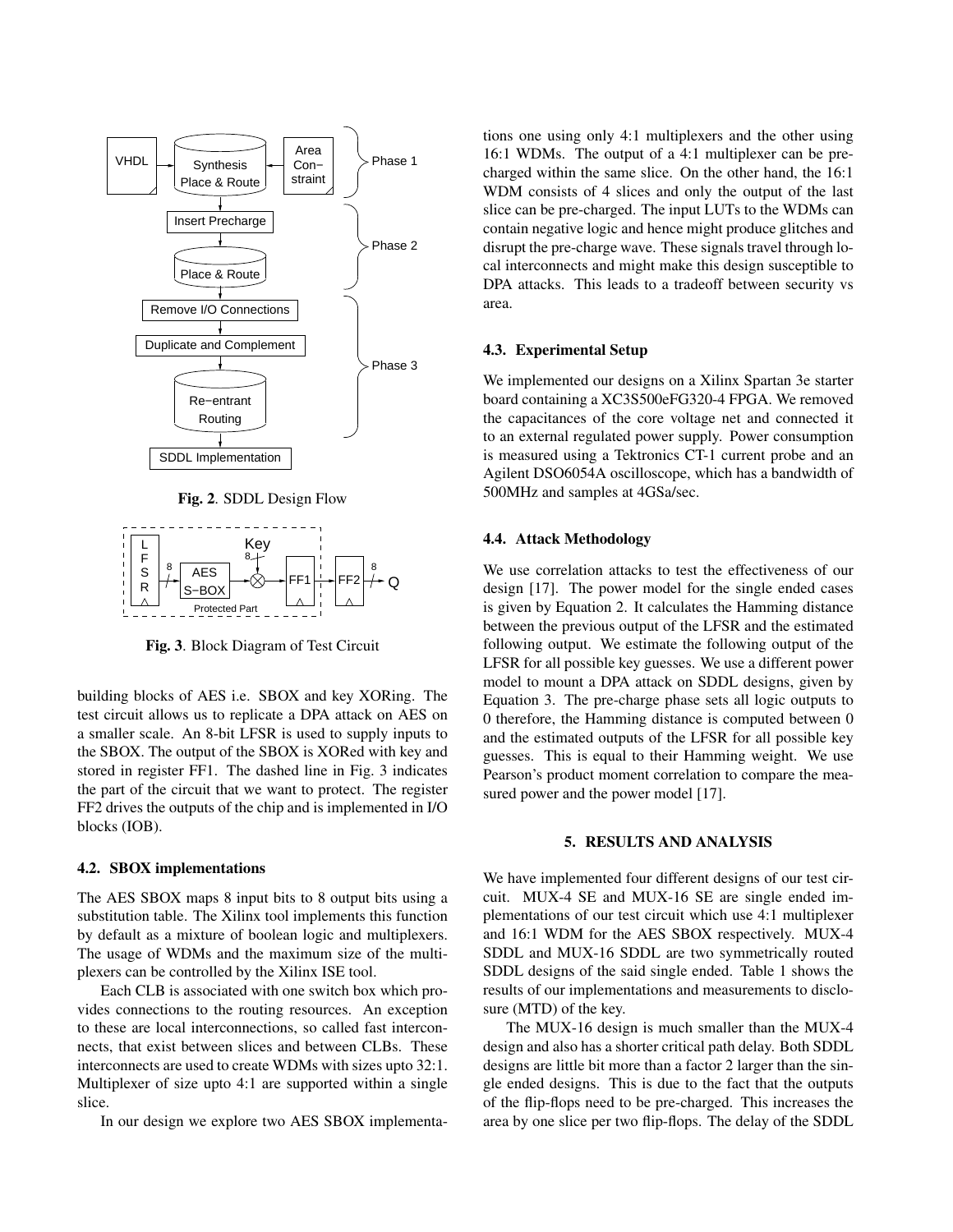**Fig. 2**. SDDL Design Flow

**Fig. 3**. Block Diagram of Test Circuit

building blocks of AES i.e. SBOX and key XORing. The test circuit allows us to replicate a DPA attack on AES on a smaller scale. An 8-bit LFSR is used to supply inputs to the SBOX. The output of the SBOX is XORed with key and stored in register FF1. The dashed line in Fig. 3 indicates the part of the circuit that we want to protect. The register FF2 drives the outputs of the chip and is implemented in I/O blocks (IOB).

### 4.2. SBOX implementations

The AES SBOX maps 8 input bits to 8 output bits using a substitution table. The Xilinx tool implements this function by default as a mixture of boolean logic and multiplexers. The usage of WDMs and the maximum size of the multiplexers can be controlled by the Xilinx ISE tool.

Each CLB is associated with one switch box which provides connections to the routing resources. An exception to these are local interconnections, so called fast interconnects, that exist between slices and between CLBs. These interconnects are used to create WDMs with sizes upto 32:1. Multiplexer of size upto 4:1 are supported within a single slice.

In our design we explore two AES SBOX implementations one using only 4:1 multiplexers and the other using 16:1 WDMs. The output of a 4:1 multiplexer can be precharged within the same slice. On the other hand, the 16:1 WDM consists of 4 slices and only the output of the last slice can be pre-charged. The input LUTs to the WDMs can contain negative logic and hence might produce glitches and disrupt the pre-charge wave. These signals travel through local interconnects and might make this design susceptible to DPA attacks. This leads to a tradeoff between security vs area.

### 4.3. Experimental Setup

We implemented our designs on a Xilinx Spartan 3e starter board containing a XC3S500eFG320-4 FPGA. We removed the capacitances of the core voltage net and connected it to an external regulated power supply. Power consumption is measured using a Tektronics CT-1 current probe and an Agilent DSO6054A oscilloscope, which has a bandwidth of 500MHz and samples at 4GSa/sec.

### 4.4. Attack Methodology

We use correlation attacks to test the effectiveness of our design [17]. The power model for the single ended cases is given by Equation 2. It calculates the Hamming distance between the previous output of the LFSR net and the estimated following output. We estimate the following output of the LFSR for all possible key guesses. We use a different power model to mount a DPA attack on SDDL designs, given by Equation 3. The pre-charge phase sets all logic outputs to 0 therefore, the Hamming distance is computed between 0 and the estimated outputs of the LFSR for all possible key guesses. This is equal to their Hamming weight. We use Pearson's product moment correlation to compare the measured power and the power model [17].

## 5. RESULTS AND ANALYSIS

We have implemented four different designs of our test circuit. MUX-4 SE and MUX-16 SE are single ended implementations of our test circuit which use 4:1 multiplexer and 16:1 WDM for the AES SBOX respectively. MUX-4 SDDL and MUX-16 SDDL are two symmetrically routed SDDL designs of the said single ended. Table 1 shows the results of our implementations and measurements to disclosure (MTD) of the key.

The MUX-16 design is much smaller than the MUX-4 design and also has a shorter critical path delay. Both SDDL designs are little bit more than a factor 2 larger than the single ended designs. This is due to the fact that the outputs of the flip-flops need to be pre-charged. This increases the area by one slice per two flip-flops. The delay of the SDDL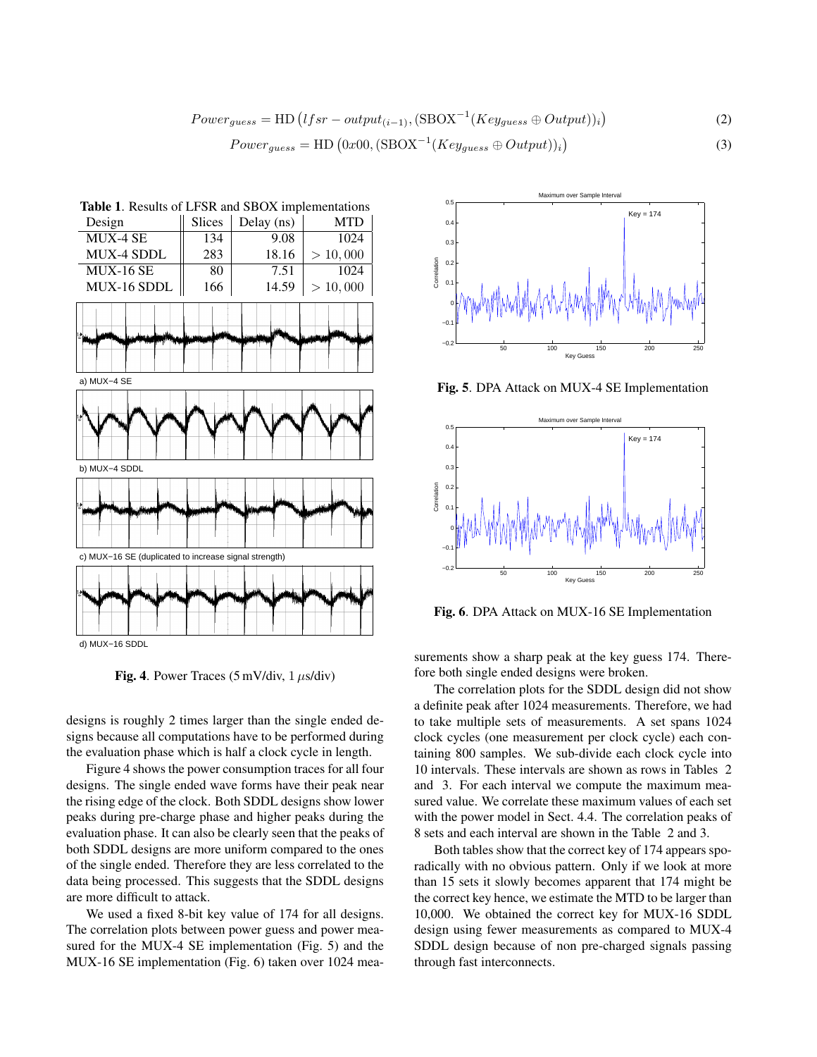$$Power_{guess} = \text{HD}\left(lfsr - output_{(i-1)}, (\text{SBOX}^{-1}(Key_{guess} \oplus Output))_i\right) \tag{2}$$

$$Power_{guess} = \text{HD}\left(0x00, (\text{SBOX}^{-1}(Key_{guess} \oplus Output))_i\right) \tag{3}$$

**Table 1**. Results of LFSR and SBOX implementations

| Design | Slices | Delay (ns) | MTD |
|---|---|---|---|
| MUX-4 SE | 134 | 9.08 | 1024 |
| MUX-4 SDDL | 283 | 18.16 | $> 10,000$ |
| MUX-16 SE | 80 | 7.51 | 1024 |
| MUX-16 SDDL | 166 | 14.59 | $> 10,000$ |

a) MUX−4 SE

b) MUX−4 SDDL

c) MUX−16 SE (duplicated to increase signal strength)

d) MUX−16 SDDL

**Fig. 4**. Power Traces (5 mV/div, 1 $\mu$s/div)

designs is roughly 2 times larger than the single ended designs because all computations have to be performed during the evaluation phase which is half a clock cycle in length.

Figure 4 shows the power consumption traces for all four designs. The single ended wave forms have their peak near the rising edge of the clock. Both SDDL designs show lower peaks during pre-charge phase and higher peaks during the evaluation phase. It can also be clearly seen that the peaks of both SDDL designs are more uniform compared to the ones of the single ended. Therefore they are less correlated to the data being processed. This suggests that the SDDL designs are more difficult to attack.

We used a fixed 8-bit key value of 174 for all designs. The correlation plots between power guess and power measured for the MUX-4 SE implementation (Fig. 5) and the MUX-16 SE implementation (Fig. 6) taken over 1024 measurements show a sharp peak at the key guess 174. Therefore both single ended designs were broken.

**Fig. 5**. DPA Attack on MUX-4 SE Implementation

**Fig. 6**. DPA Attack on MUX-16 SE Implementation

The correlation plots for the SDDL design did not show a definite peak after 1024 measurements. Therefore, we had to take multiple sets of measurements. A set spans 1024 clock cycles (one measurement per clock cycle) each containing 800 samples. We sub-divide each clock cycle into 10 intervals. These intervals are shown as rows in Tables 2 and 3. For each interval we compute the maximum measured value. We correlate these maximum values of each set with the power model in Sect. 4.4. The correlation peaks of 8 sets and each interval are shown in the Table 2 and 3.

Both tables show that the correct key of 174 appears sporadically with no obvious pattern. Only if we look at more than 15 sets it slowly becomes apparent that 174 might be the correct key hence, we estimate the MTD to be larger than 10,000. We obtained the correct key for MUX-16 SDDL design using fewer measurements as compared to MUX-4 SDDL design because of non pre-charged signals passing through fast interconnects.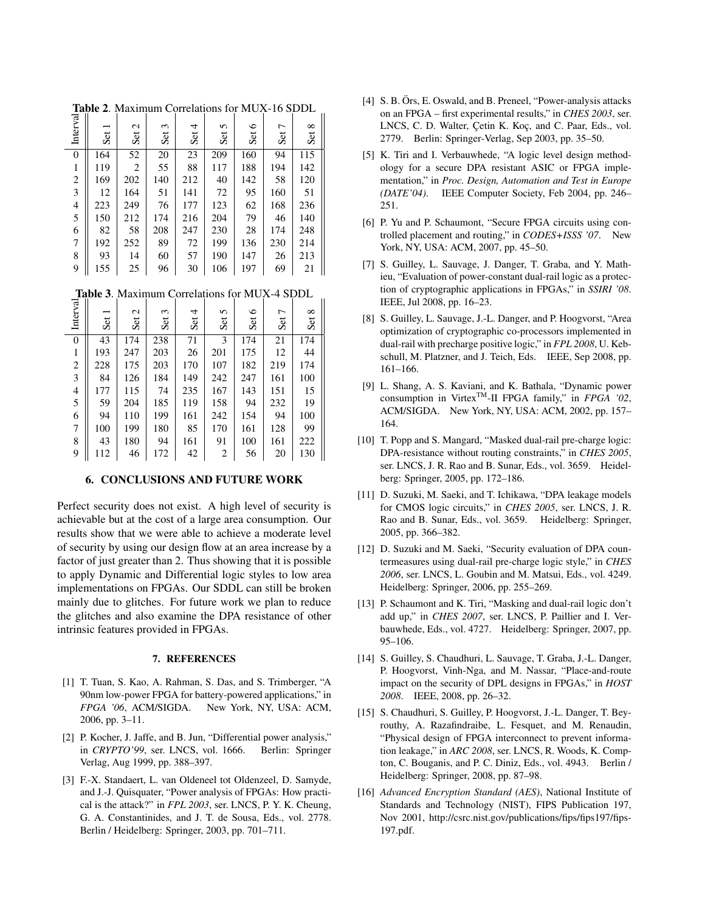**Table 2**. Maximum Correlations for MUX-16 SDDL

| Interval | Set 1 | Set 2 | Set 3 | Set 4 | Set 5 | Set 6 | Set 7 | Set 8 |
|---|---|---|---|---|---|---|---|---|
| 0 | 164 | 52 | 20 | 23 | 209 | 160 | 94 | 115 |
| 1 | 119 | 2 | 55 | 88 | 117 | 188 | 194 | 142 |
| 2 | 169 | 202 | 140 | 212 | 40 | 142 | 58 | 120 |
| 3 | 12 | 164 | 51 | 141 | 72 | 95 | 160 | 51 |
| 4 | 223 | 249 | 76 | 177 | 123 | 62 | 168 | 236 |
| 5 | 150 | 212 | 174 | 216 | 204 | 79 | 46 | 140 |
| 6 | 82 | 58 | 208 | 247 | 230 | 28 | 174 | 248 |
| 7 | 192 | 252 | 89 | 72 | 199 | 136 | 230 | 214 |
| 8 | 93 | 14 | 60 | 57 | 190 | 147 | 26 | 213 |
| 9 | 155 | 25 | 96 | 30 | 106 | 197 | 69 | 21 |

**Table 3**. Maximum Correlations for MUX-4 SDDL

| Interval | Set 1 | Set 2 | Set 3 | Set 4 | Set 5 | Set 6 | Set 7 | Set 8 |
|---|---|---|---|---|---|---|---|---|
| 0 | 43 | 174 | 238 | 71 | 3 | 174 | 21 | 174 |
| 1 | 193 | 247 | 203 | 26 | 201 | 175 | 12 | 44 |
| 2 | 228 | 175 | 203 | 170 | 107 | 182 | 219 | 174 |
| 3 | 84 | 126 | 184 | 149 | 242 | 247 | 161 | 100 |
| 4 | 177 | 115 | 74 | 235 | 167 | 143 | 151 | 15 |
| 5 | 59 | 204 | 185 | 119 | 158 | 94 | 232 | 19 |
| 6 | 94 | 110 | 199 | 161 | 242 | 154 | 94 | 100 |
| 7 | 100 | 199 | 180 | 85 | 170 | 161 | 128 | 99 |
| 8 | 43 | 180 | 94 | 161 | 91 | 100 | 161 | 222 |
| 9 | 112 | 46 | 172 | 42 | 2 | 56 | 20 | 130 |

## 6. CONCLUSIONS AND FUTURE WORK

Perfect security does not exist. A high level of security is achievable but at the cost of a large area consumption. Our results show that we were able to achieve a moderate level of security by using our design flow at an area increase by a factor of just greater than 2. Thus showing that it is possible to apply Dynamic and Differential logic styles to low area implementations on FPGAs. Our SDDL can still be broken mainly due to glitches. For future work we plan to reduce the glitches and also examine the DPA resistance of other intrinsic features provided in FPGAs.

## 7. REFERENCES

[1] T. Tuan, S. Kao, A. Rahman, S. Das, and S. Trimberger, "A 90nm low-power FPGA for battery-powered applications," in *FPGA '06*, ACM/SIGDA. New York, NY, USA: ACM, 2006, pp. 3–11.

[2] P. Kocher, J. Jaffe, and B. Jun, "Differential power analysis," in *CRYPTO'99*, ser. LNCS, vol. 1666. Berlin: Springer Verlag, Aug 1999, pp. 388–397.

[3] F.-X. Standaert, L. van Oldeneel tot Oldenzeel, D. Samyde, and J.-J. Quisquater, "Power analysis of FPGAs: How practical is the attack?" in *FPL 2003*, ser. LNCS, P. Y. K. Cheung, G. A. Constantinides, and J. T. de Sousa, Eds., vol. 2778. Berlin / Heidelberg: Springer, 2003, pp. 701–711.

[4] S. B. Örs, E. Oswald, and B. Preneel, "Power-analysis attacks on an FPGA – first experimental results," in *CHES 2003*, ser. LNCS, C. D. Walter, Çetin K. Koç, and C. Paar, Eds., vol. 2779. Berlin: Springer-Verlag, Sep 2003, pp. 35–50.

[5] K. Tiri and I. Verbauwhede, "A logic level design methodology for a secure DPA resistant ASIC or FPGA implementation," in *Proc. Design, Automation and Test in Europe (DATE'04)*. IEEE Computer Society, Feb 2004, pp. 246–251.

[6] P. Yu and P. Schaumont, "Secure FPGA circuits using controlled placement and routing," in *CODES+ISSS '07*. New York, NY, USA: ACM, 2007, pp. 45–50.

[7] S. Guilley, L. Sauvage, J. Danger, T. Graba, and Y. Mathieu, "Evaluation of power-constant dual-rail logic as a protection of cryptographic applications in FPGAs," in *SSIRI '08*. IEEE, Jul 2008, pp. 16–23.

[8] S. Guilley, L. Sauvage, J.-L. Danger, and P. Hoogvorst, "Area optimization of cryptographic co-processors implemented in dual-rail with precharge positive logic," in *FPL 2008*, U. Kebschull, M. Platzner, and J. Teich, Eds. IEEE, Sep 2008, pp. 161–166.

[9] L. Shang, A. S. Kaviani, and K. Bathala, "Dynamic power consumption in Virtex™-II FPGA family," in *FPGA '02*, ACM/SIGDA. New York, NY, USA: ACM, 2002, pp. 157–164.

[10] T. Popp and S. Mangard, "Masked dual-rail pre-charge logic: DPA-resistance without routing constraints," in *CHES 2005*, ser. LNCS, J. R. Rao and B. Sunar, Eds., vol. 3659. Heidelberg: Springer, 2005, pp. 172–186.

[11] D. Suzuki, M. Saeki, and T. Ichikawa, "DPA leakage models for CMOS logic circuits," in *CHES 2005*, ser. LNCS, J. R. Rao and B. Sunar, Eds., vol. 3659. Heidelberg: Springer, 2005, pp. 366–382.

[12] D. Suzuki and M. Saeki, "Security evaluation of DPA countermeasures using dual-rail pre-charge logic style," in *CHES 2006*, ser. LNCS, L. Goubin and M. Matsui, Eds., vol. 4249. Heidelberg: Springer, 2006, pp. 255–269.

[13] P. Schaumont and K. Tiri, "Masking and dual-rail logic don't add up," in *CHES 2007*, ser. LNCS, P. Paillier and I. Verbauwhede, Eds., vol. 4727. Heidelberg: Springer, 2007, pp. 95–106.

[14] S. Guilley, S. Chaudhuri, L. Sauvage, T. Graba, J.-L. Danger, P. Hoogvorst, Vinh-Nga, and M. Nassar, "Place-and-route impact on the security of DPL designs in FPGAs," in *HOST 2008*. IEEE, 2008, pp. 26–32.

[15] S. Chaudhuri, S. Guilley, P. Hoogvorst, J.-L. Danger, T. Beyrouthy, A. Razafindraibe, L. Fesquet, and M. Renaudin, "Physical design of FPGA interconnect to prevent information leakage," in *ARC 2008*, ser. LNCS, R. Woods, K. Compton, C. Bouganis, and P. C. Diniz, Eds., vol. 4943. Berlin / Heidelberg: Springer, 2008, pp. 87–98.

[16] *Advanced Encryption Standard (AES)*, National Institute of Standards and Technology (NIST), FIPS Publication 197, Nov 2001, http://csrc.nist.gov/publications/fips/fips197/fips-197.pdf.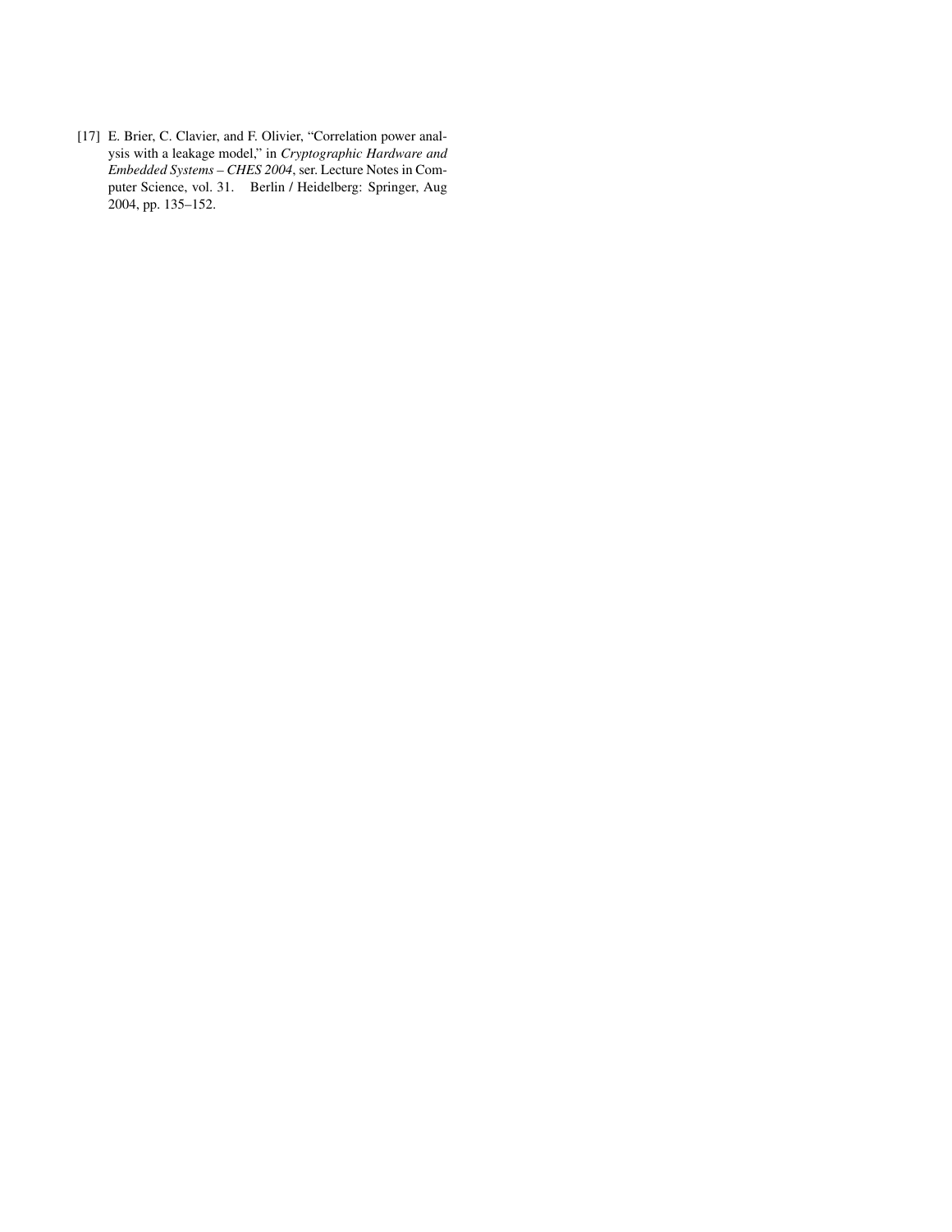[17] E. Brier, C. Clavier, and F. Olivier, "Correlation power analysis with a leakage model," in *Cryptographic Hardware and Embedded Systems – CHES 2004*, ser. Lecture Notes in Computer Science, vol. 31. Berlin / Heidelberg: Springer, Aug 2004, pp. 135–152.